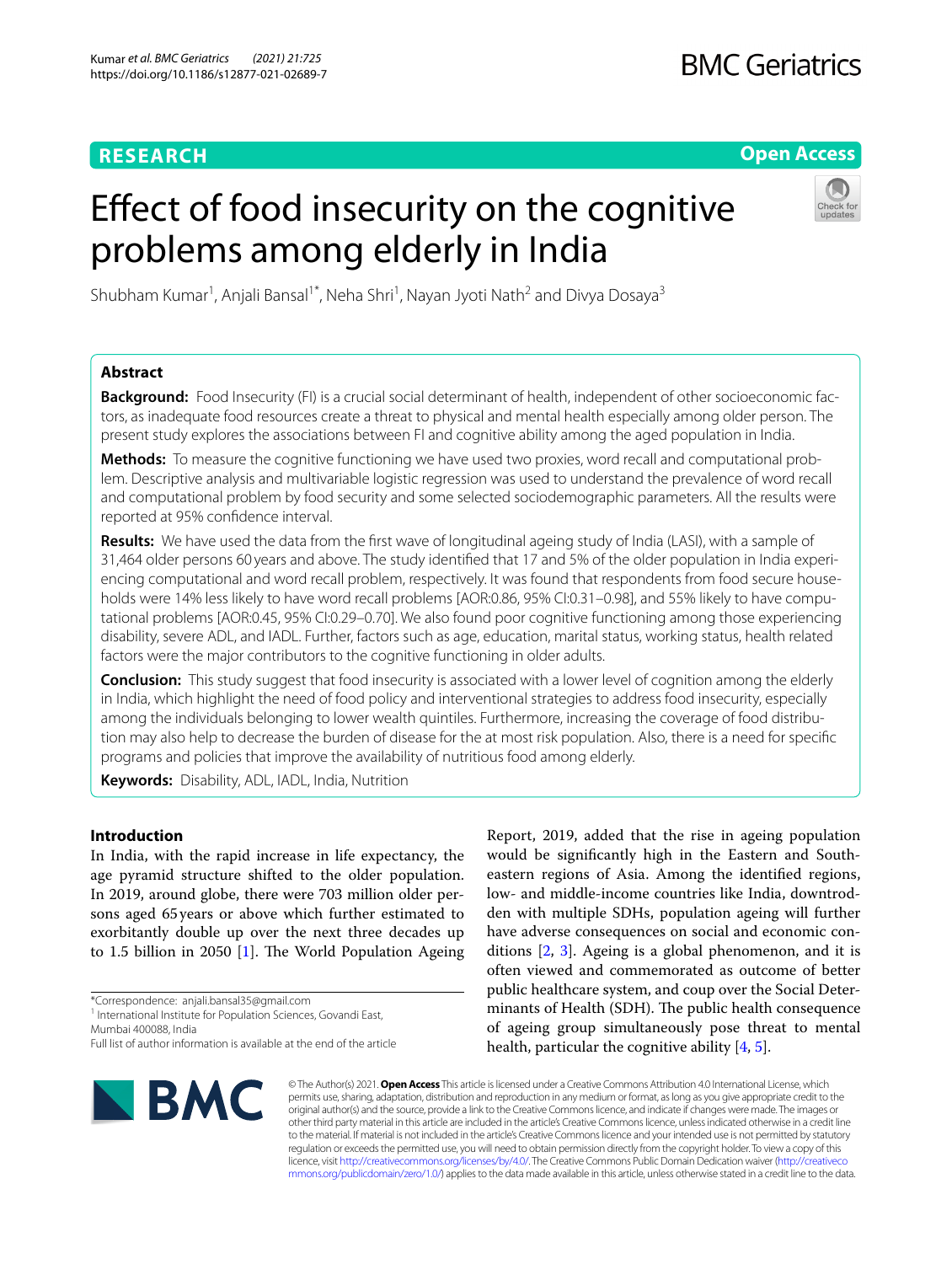**RESEARCH** **Open Access**

# Effect of food insecurity on the cognitive problems among elderly in India

Shubham Kumar[1], Anjali Bansal[1*], Neha Shri[1], Nayan Jyoti Nath[2] and Divya Dosaya[3]

## Abstract

**Background:** Food Insecurity (FI) is a crucial social determinant of health, independent of other socioeconomic factors, as inadequate food resources create a threat to physical and mental health especially among older person. The present study explores the associations between FI and cognitive ability among the aged population in India.

**Methods:** To measure the cognitive functioning we have used two proxies, word recall and computational problem. Descriptive analysis and multivariable logistic regression was used to understand the prevalence of word recall and computational problem by food security and some selected sociodemographic parameters. All the results were reported at 95% confidence interval.

**Results:** We have used the data from the first wave of longitudinal ageing study of India (LASI), with a sample of 31,464 older persons 60 years and above. The study identified that 17 and 5% of the older population in India experiencing computational and word recall problem, respectively. It was found that respondents from food secure households were 14% less likely to have word recall problems [AOR:0.86, 95% CI:0.31–0.98], and 55% likely to have computational problems [AOR:0.45, 95% CI:0.29–0.70]. We also found poor cognitive functioning among those experiencing disability, severe ADL, and IADL. Further, factors such as age, education, marital status, working status, health related factors were the major contributors to the cognitive functioning in older adults.

**Conclusion:** This study suggest that food insecurity is associated with a lower level of cognition among the elderly in India, which highlight the need of food policy and interventional strategies to address food insecurity, especially among the individuals belonging to lower wealth quintiles. Furthermore, increasing the coverage of food distribution may also help to decrease the burden of disease for the at most risk population. Also, there is a need for specific programs and policies that improve the availability of nutritious food among elderly.

**Keywords:** Disability, ADL, IADL, India, Nutrition

## Introduction

In India, with the rapid increase in life expectancy, the age pyramid structure shifted to the older population. In 2019, around globe, there were 703 million older persons aged 65 years or above which further estimated to exorbitantly double up over the next three decades up to 1.5 billion in 2050 [1]. The World Population Ageing Report, 2019, added that the rise in ageing population would be significantly high in the Eastern and South-eastern regions of Asia. Among the identified regions, low- and middle-income countries like India, downtrodden with multiple SDHs, population ageing will further have adverse consequences on social and economic conditions [2, 3]. Ageing is a global phenomenon, and it is often viewed and commemorated as outcome of better public healthcare system, and coup over the Social Determinants of Health (SDH). The public health consequence of ageing group simultaneously pose threat to mental health, particular the cognitive ability [4, 5].

*Correspondence: anjali.bansal35@gmail.com

[1] International Institute for Population Sciences, Govandi East, Mumbai 400088, India

Full list of author information is available at the end of the article

© The Author(s) 2021. **Open Access** This article is licensed under a Creative Commons Attribution 4.0 International License, which permits use, sharing, adaptation, distribution and reproduction in any medium or format, as long as you give appropriate credit to the original author(s) and the source, provide a link to the Creative Commons licence, and indicate if changes were made. The images or other third party material in this article are included in the article's Creative Commons licence, unless indicated otherwise in a credit line to the material. If material is not included in the article's Creative Commons licence and your intended use is not permitted by statutory regulation or exceeds the permitted use, you will need to obtain permission directly from the copyright holder. To view a copy of this licence, visit http://creativecommons.org/licenses/by/4.0/. The Creative Commons Public Domain Dedication waiver (http://creativecommons.org/publicdomain/zero/1.0/) applies to the data made available in this article, unless otherwise stated in a credit line to the data.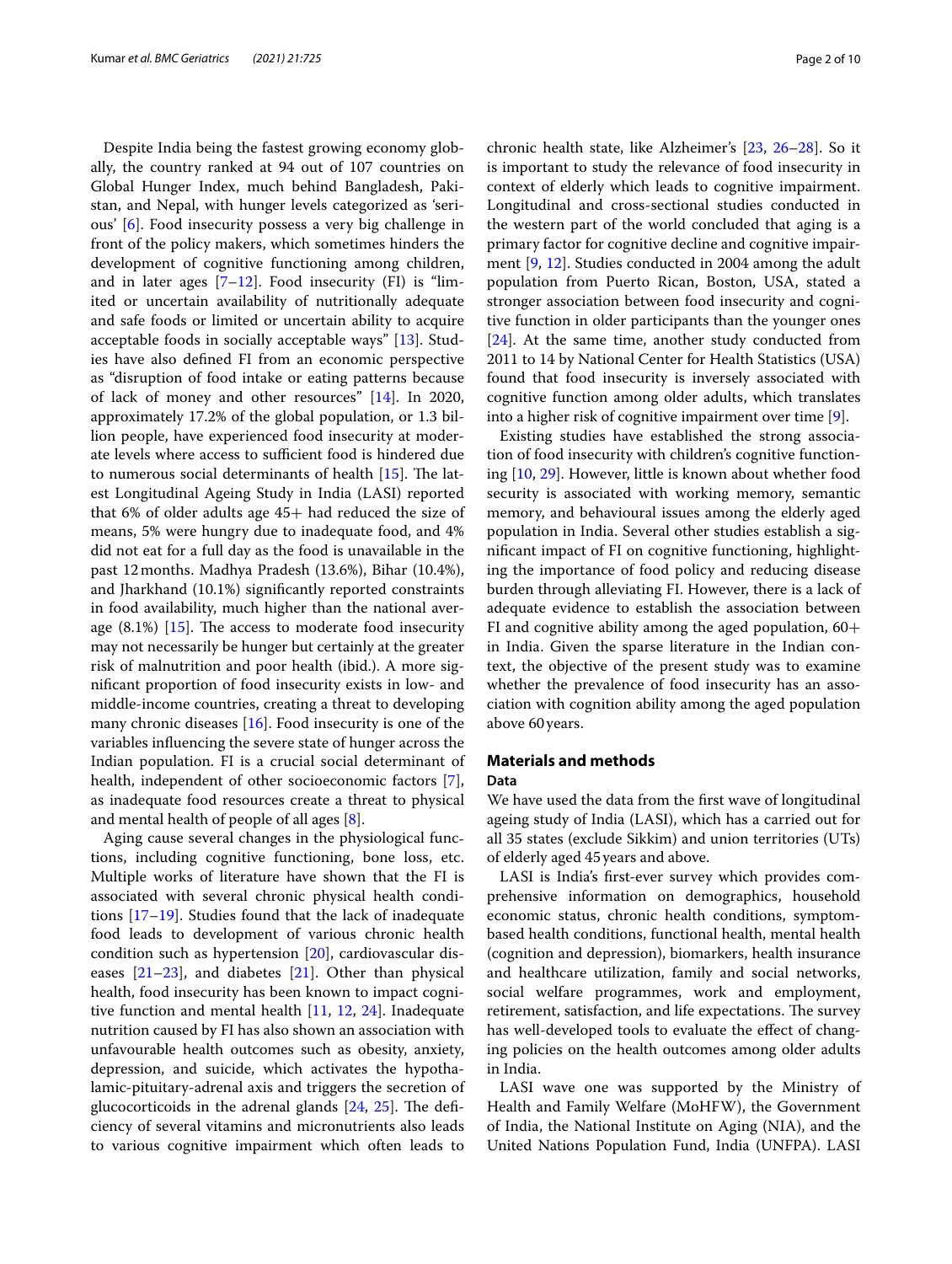Despite India being the fastest growing economy globally, the country ranked at 94 out of 107 countries on Global Hunger Index, much behind Bangladesh, Pakistan, and Nepal, with hunger levels categorized as 'serious' [6]. Food insecurity possess a very big challenge in front of the policy makers, which sometimes hinders the development of cognitive functioning among children, and in later ages [7–12]. Food insecurity (FI) is "limited or uncertain availability of nutritionally adequate and safe foods or limited or uncertain ability to acquire acceptable foods in socially acceptable ways" [13]. Studies have also defined FI from an economic perspective as "disruption of food intake or eating patterns because of lack of money and other resources" [14]. In 2020, approximately 17.2% of the global population, or 1.3 billion people, have experienced food insecurity at moderate levels where access to sufficient food is hindered due to numerous social determinants of health [15]. The latest Longitudinal Ageing Study in India (LASI) reported that 6% of older adults age 45+ had reduced the size of means, 5% were hungry due to inadequate food, and 4% did not eat for a full day as the food is unavailable in the past 12 months. Madhya Pradesh (13.6%), Bihar (10.4%), and Jharkhand (10.1%) significantly reported constraints in food availability, much higher than the national average (8.1%) [15]. The access to moderate food insecurity may not necessarily be hunger but certainly at the greater risk of malnutrition and poor health (ibid.). A more significant proportion of food insecurity exists in low- and middle-income countries, creating a threat to developing many chronic diseases [16]. Food insecurity is one of the variables influencing the severe state of hunger across the Indian population. FI is a crucial social determinant of health, independent of other socioeconomic factors [7], as inadequate food resources create a threat to physical and mental health of people of all ages [8].

Aging cause several changes in the physiological functions, including cognitive functioning, bone loss, etc. Multiple works of literature have shown that the FI is associated with several chronic physical health conditions [17–19]. Studies found that the lack of inadequate food leads to development of various chronic health condition such as hypertension [20], cardiovascular diseases [21–23], and diabetes [21]. Other than physical health, food insecurity has been known to impact cognitive function and mental health [11, 12, 24]. Inadequate nutrition caused by FI has also shown an association with unfavourable health outcomes such as obesity, anxiety, depression, and suicide, which activates the hypothalamic-pituitary-adrenal axis and triggers the secretion of glucocorticoids in the adrenal glands [24, 25]. The deficiency of several vitamins and micronutrients also leads to various cognitive impairment which often leads to chronic health state, like Alzheimer's [23, 26–28]. So it is important to study the relevance of food insecurity in context of elderly which leads to cognitive impairment. Longitudinal and cross-sectional studies conducted in the western part of the world concluded that aging is a primary factor for cognitive decline and cognitive impairment [9, 12]. Studies conducted in 2004 among the adult population from Puerto Rican, Boston, USA, stated a stronger association between food insecurity and cognitive function in older participants than the younger ones [24]. At the same time, another study conducted from 2011 to 14 by National Center for Health Statistics (USA) found that food insecurity is inversely associated with cognitive function among older adults, which translates into a higher risk of cognitive impairment over time [9].

Existing studies have established the strong association of food insecurity with children's cognitive functioning [10, 29]. However, little is known about whether food security is associated with working memory, semantic memory, and behavioural issues among the elderly aged population in India. Several other studies establish a significant impact of FI on cognitive functioning, highlighting the importance of food policy and reducing disease burden through alleviating FI. However, there is a lack of adequate evidence to establish the association between FI and cognitive ability among the aged population, 60+ in India. Given the sparse literature in the Indian context, the objective of the present study was to examine whether the prevalence of food insecurity has an association with cognition ability among the aged population above 60 years.

## Materials and methods

### Data

We have used the data from the first wave of longitudinal ageing study of India (LASI), which has a carried out for all 35 states (exclude Sikkim) and union territories (UTs) of elderly aged 45 years and above.

LASI is India's first-ever survey which provides comprehensive information on demographics, household economic status, chronic health conditions, symptom-based health conditions, functional health, mental health (cognition and depression), biomarkers, health insurance and healthcare utilization, family and social networks, social welfare programmes, work and employment, retirement, satisfaction, and life expectations. The survey has well-developed tools to evaluate the effect of changing policies on the health outcomes among older adults in India.

LASI wave one was supported by the Ministry of Health and Family Welfare (MoHFW), the Government of India, the National Institute on Aging (NIA), and the United Nations Population Fund, India (UNFPA). LASI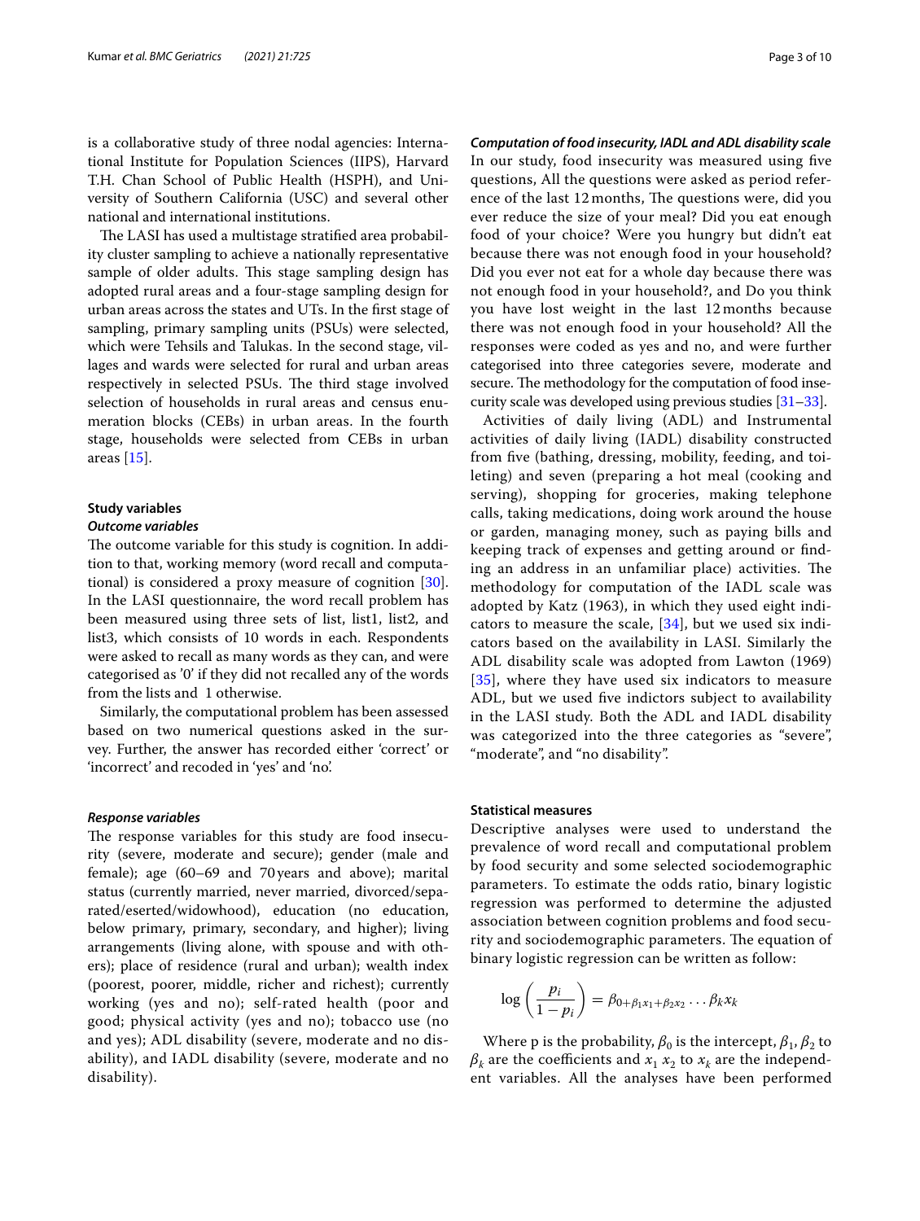is a collaborative study of three nodal agencies: International Institute for Population Sciences (IIPS), Harvard T.H. Chan School of Public Health (HSPH), and University of Southern California (USC) and several other national and international institutions.

The LASI has used a multistage stratified area probability cluster sampling to achieve a nationally representative sample of older adults. This stage sampling design has adopted rural areas and a four-stage sampling design for urban areas across the states and UTs. In the first stage of sampling, primary sampling units (PSUs) were selected, which were Tehsils and Talukas. In the second stage, villages and wards were selected for rural and urban areas respectively in selected PSUs. The third stage involved selection of households in rural areas and census enumeration blocks (CEBs) in urban areas. In the fourth stage, households were selected from CEBs in urban areas [15].

### Study variables

#### *Outcome variables*

The outcome variable for this study is cognition. In addition to that, working memory (word recall and computational) is considered a proxy measure of cognition [30]. In the LASI questionnaire, the word recall problem has been measured using three sets of list, list1, list2, and list3, which consists of 10 words in each. Respondents were asked to recall as many words as they can, and were categorised as '0' if they did not recalled any of the words from the lists and 1 otherwise.

Similarly, the computational problem has been assessed based on two numerical questions asked in the survey. Further, the answer has recorded either 'correct' or 'incorrect' and recoded in 'yes' and 'no'.

#### *Response variables*

The response variables for this study are food insecurity (severe, moderate and secure); gender (male and female); age (60–69 and 70 years and above); marital status (currently married, never married, divorced/separated/eserted/widowhood), education (no education, below primary, primary, secondary, and higher); living arrangements (living alone, with spouse and with others); place of residence (rural and urban); wealth index (poorest, poorer, middle, richer and richest); currently working (yes and no); self-rated health (poor and good; physical activity (yes and no); tobacco use (no and yes); ADL disability (severe, moderate and no disability), and IADL disability (severe, moderate and no disability).

#### *Computation of food insecurity, IADL and ADL disability scale*

In our study, food insecurity was measured using five questions, All the questions were asked as period reference of the last 12 months, The questions were, did you ever reduce the size of your meal? Did you eat enough food of your choice? Were you hungry but didn't eat because there was not enough food in your household? Did you ever not eat for a whole day because there was not enough food in your household?, and Do you think you have lost weight in the last 12 months because there was not enough food in your household? All the responses were coded as yes and no, and were further categorised into three categories severe, moderate and secure. The methodology for the computation of food insecurity scale was developed using previous studies [31–33].

Activities of daily living (ADL) and Instrumental activities of daily living (IADL) disability constructed from five (bathing, dressing, mobility, feeding, and toileting) and seven (preparing a hot meal (cooking and serving), shopping for groceries, making telephone calls, taking medications, doing work around the house or garden, managing money, such as paying bills and keeping track of expenses and getting around or finding an address in an unfamiliar place) activities. The methodology for computation of the IADL scale was adopted by Katz (1963), in which they used eight indicators to measure the scale, [34], but we used six indicators based on the availability in LASI. Similarly the ADL disability scale was adopted from Lawton (1969) [35], where they have used six indicators to measure ADL, but we used five indictors subject to availability in the LASI study. Both the ADL and IADL disability was categorized into the three categories as "severe", "moderate", and "no disability".

### Statistical measures

Descriptive analyses were used to understand the prevalence of word recall and computational problem by food security and some selected sociodemographic parameters. To estimate the odds ratio, binary logistic regression was performed to determine the adjusted association between cognition problems and food security and sociodemographic parameters. The equation of binary logistic regression can be written as follow:

$$\log\left(\frac{p_i}{1-p_i}\right) = \beta_{0+\beta_1 x_1+\beta_2 x_2} \ldots \beta_k x_k$$

Where p is the probability, $\beta_0$ is the intercept, $\beta_1$, $\beta_2$ to $\beta_k$ are the coefficients and $x_1$ $x_2$ to $x_k$ are the independent variables. All the analyses have been performed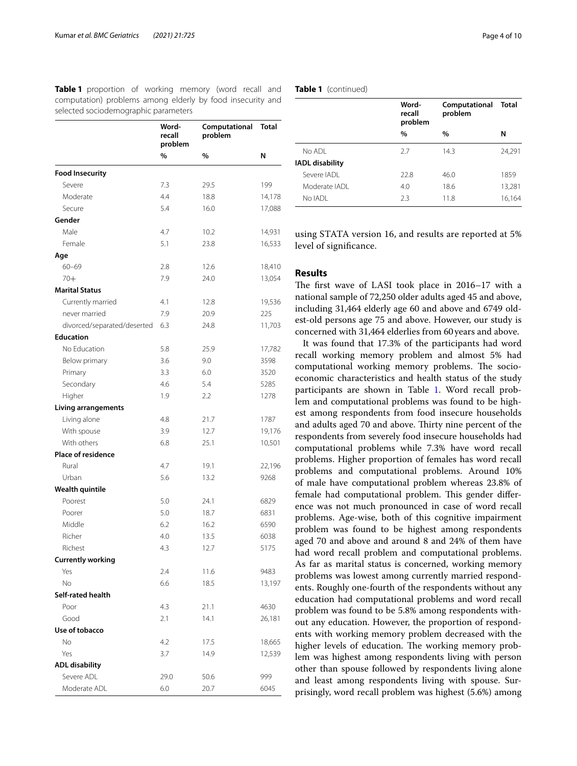**Table 1** proportion of working memory (word recall and computation) problems among elderly by food insecurity and selected sociodemographic parameters

| | Word-recall problem | Computational problem | Total |
|---|---|---|---|
| | % | % | N |
| **Food Insecurity** | | | |
| Severe | 7.3 | 29.5 | 199 |
| Moderate | 4.4 | 18.8 | 14,178 |
| Secure | 5.4 | 16.0 | 17,088 |
| **Gender** | | | |
| Male | 4.7 | 10.2 | 14,931 |
| Female | 5.1 | 23.8 | 16,533 |
| **Age** | | | |
| 60–69 | 2.8 | 12.6 | 18,410 |
| 70+ | 7.9 | 24.0 | 13,054 |
| **Marital Status** | | | |
| Currently married | 4.1 | 12.8 | 19,536 |
| never married | 7.9 | 20.9 | 225 |
| divorced/separated/deserted | 6.3 | 24.8 | 11,703 |
| **Education** | | | |
| No Education | 5.8 | 25.9 | 17,782 |
| Below primary | 3.6 | 9.0 | 3598 |
| Primary | 3.3 | 6.0 | 3520 |
| Secondary | 4.6 | 5.4 | 5285 |
| Higher | 1.9 | 2.2 | 1278 |
| **Living arrangements** | | | |
| Living alone | 4.8 | 21.7 | 1787 |
| With spouse | 3.9 | 12.7 | 19,176 |
| With others | 6.8 | 25.1 | 10,501 |
| **Place of residence** | | | |
| Rural | 4.7 | 19.1 | 22,196 |
| Urban | 5.6 | 13.2 | 9268 |
| **Wealth quintile** | | | |
| Poorest | 5.0 | 24.1 | 6829 |
| Poorer | 5.0 | 18.7 | 6831 |
| Middle | 6.2 | 16.2 | 6590 |
| Richer | 4.0 | 13.5 | 6038 |
| Richest | 4.3 | 12.7 | 5175 |
| **Currently working** | | | |
| Yes | 2.4 | 11.6 | 9483 |
| No | 6.6 | 18.5 | 13,197 |
| **Self-rated health** | | | |
| Poor | 4.3 | 21.1 | 4630 |
| Good | 2.1 | 14.1 | 26,181 |
| **Use of tobacco** | | | |
| No | 4.2 | 17.5 | 18,665 |
| Yes | 3.7 | 14.9 | 12,539 |
| **ADL disability** | | | |
| Severe ADL | 29.0 | 50.6 | 999 |
| Moderate ADL | 6.0 | 20.7 | 6045 |
| No ADL | 2.7 | 14.3 | 24,291 |
| **IADL disability** | | | |
| Severe IADL | 22.8 | 46.0 | 1859 |
| Moderate IADL | 4.0 | 18.6 | 13,281 |
| No IADL | 2.3 | 11.8 | 16,164 |

using STATA version 16, and results are reported at 5% level of significance.

## Results

The first wave of LASI took place in 2016–17 with a national sample of 72,250 older adults aged 45 and above, including 31,464 elderly age 60 and above and 6749 oldest-old persons age 75 and above. However, our study is concerned with 31,464 elderlies from 60 years and above.

It was found that 17.3% of the participants had word recall working memory problem and almost 5% had computational working memory problems. The socio-economic characteristics and health status of the study participants are shown in Table 1. Word recall problem and computational problems was found to be highest among respondents from food insecure households and adults aged 70 and above. Thirty nine percent of the respondents from severely food insecure households had computational problems while 7.3% have word recall problems. Higher proportion of females has word recall problems and computational problems. Around 10% of male have computational problem whereas 23.8% of female had computational problem. This gender difference was not much pronounced in case of word recall problems. Age-wise, both of this cognitive impairment problem was found to be highest among respondents aged 70 and above and around 8 and 24% of them have had word recall problem and computational problems. As far as marital status is concerned, working memory problems was lowest among currently married respondents. Roughly one-fourth of the respondents without any education had computational problems and word recall problem was found to be 5.8% among respondents without any education. However, the proportion of respondents with working memory problem decreased with the higher levels of education. The working memory problem was highest among respondents living with person other than spouse followed by respondents living alone and least among respondents living with spouse. Surprisingly, word recall problem was highest (5.6%) among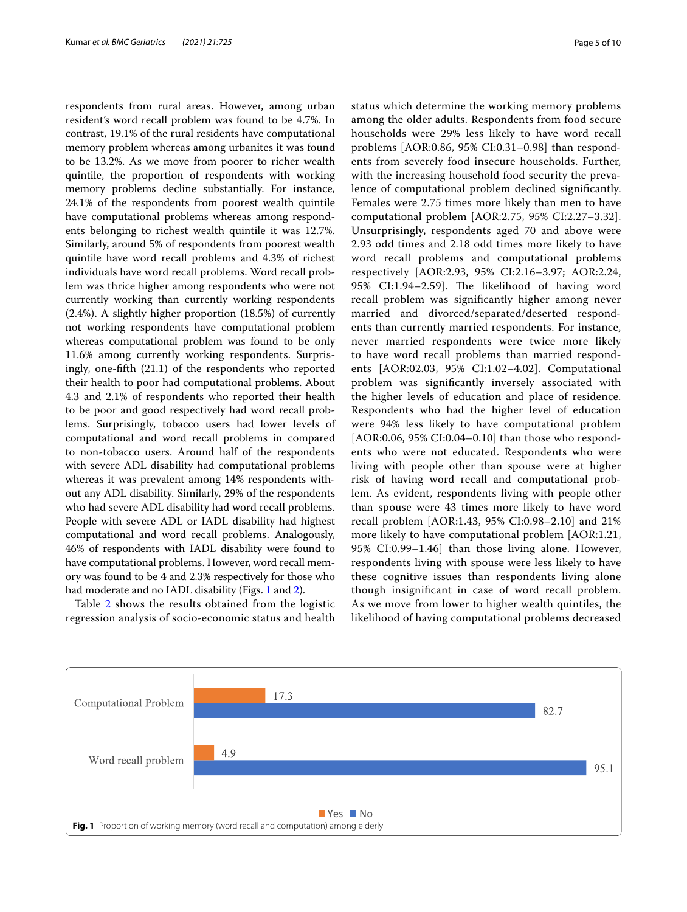respondents from rural areas. However, among urban resident's word recall problem was found to be 4.7%. In contrast, 19.1% of the rural residents have computational memory problem whereas among urbanites it was found to be 13.2%. As we move from poorer to richer wealth quintile, the proportion of respondents with working memory problems decline substantially. For instance, 24.1% of the respondents from poorest wealth quintile have computational problems whereas among respondents belonging to richest wealth quintile it was 12.7%. Similarly, around 5% of respondents from poorest wealth quintile have word recall problems and 4.3% of richest individuals have word recall problems. Word recall problem was thrice higher among respondents who were not currently working than currently working respondents (2.4%). A slightly higher proportion (18.5%) of currently not working respondents have computational problem whereas computational problem was found to be only 11.6% among currently working respondents. Surprisingly, one-fifth (21.1) of the respondents who reported their health to poor had computational problems. About 4.3 and 2.1% of respondents who reported their health to be poor and good respectively had word recall problems. Surprisingly, tobacco users had lower levels of computational and word recall problems in compared to non-tobacco users. Around half of the respondents with severe ADL disability had computational problems whereas it was prevalent among 14% respondents without any ADL disability. Similarly, 29% of the respondents who had severe ADL disability had word recall problems. People with severe ADL or IADL disability had highest computational and word recall problems. Analogously, 46% of respondents with IADL disability were found to have computational problems. However, word recall memory was found to be 4 and 2.3% respectively for those who had moderate and no IADL disability (Figs. 1 and 2).

Table 2 shows the results obtained from the logistic regression analysis of socio-economic status and health status which determine the working memory problems among the older adults. Respondents from food secure households were 29% less likely to have word recall problems [AOR:0.86, 95% CI:0.31–0.98] than respondents from severely food insecure households. Further, with the increasing household food security the prevalence of computational problem declined significantly. Females were 2.75 times more likely than men to have computational problem [AOR:2.75, 95% CI:2.27–3.32]. Unsurprisingly, respondents aged 70 and above were 2.93 odd times and 2.18 odd times more likely to have word recall problems and computational problems respectively [AOR:2.93, 95% CI:2.16–3.97; AOR:2.24, 95% CI:1.94–2.59]. The likelihood of having word recall problem was significantly higher among never married and divorced/separated/deserted respondents than currently married respondents. For instance, never married respondents were twice more likely to have word recall problems than married respondents [AOR:02.03, 95% CI:1.02–4.02]. Computational problem was significantly inversely associated with the higher levels of education and place of residence. Respondents who had the higher level of education were 94% less likely to have computational problem [AOR:0.06, 95% CI:0.04–0.10] than those who respondents who were not educated. Respondents who were living with people other than spouse were at higher risk of having word recall and computational problem. As evident, respondents living with people other than spouse were 43 times more likely to have word recall problem [AOR:1.43, 95% CI:0.98–2.10] and 21% more likely to have computational problem [AOR:1.21, 95% CI:0.99–1.46] than those living alone. However, respondents living with spouse were less likely to have these cognitive issues than respondents living alone though insignificant in case of word recall problem. As we move from lower to higher wealth quintiles, the likelihood of having computational problems decreased

| | Yes | No |
|---|---|---|
| Computational Problem | 17.3 | 82.7 |
| Word recall problem | 4.9 | 95.1 |

**Fig. 1** Proportion of working memory (word recall and computation) among elderly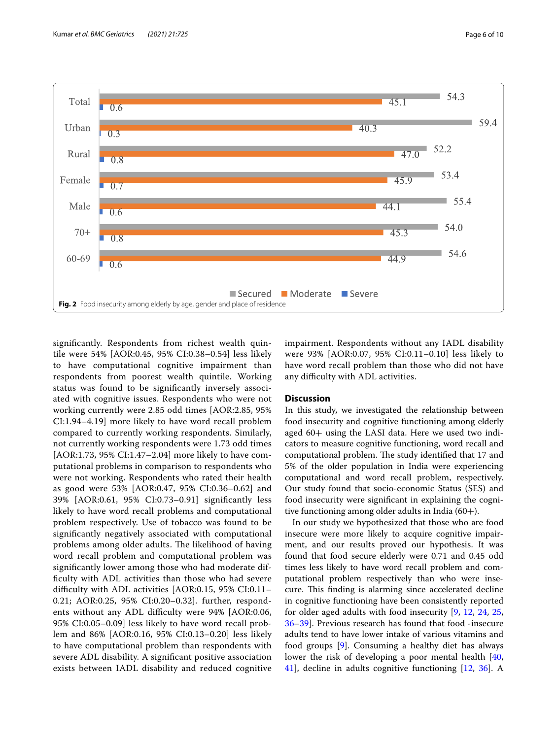| | Secured | Moderate | Severe |
|---|---|---|---|
| Total | 54.3 | 45.1 | 0.6 |
| Urban | 59.4 | 40.3 | 0.3 |
| Rural | 52.2 | 47.0 | 0.8 |
| Female | 53.4 | 45.9 | 0.7 |
| Male | 55.4 | 44.1 | 0.6 |
| 70+ | 54.0 | 45.3 | 0.8 |
| 60-69 | 54.6 | 44.9 | 0.6 |

**Fig. 2** Food insecurity among elderly by age, gender and place of residence

significantly. Respondents from richest wealth quintile were 54% [AOR:0.45, 95% CI:0.38–0.54] less likely to have computational cognitive impairment than respondents from poorest wealth quintile. Working status was found to be significantly inversely associated with cognitive issues. Respondents who were not working currently were 2.85 odd times [AOR:2.85, 95% CI:1.94–4.19] more likely to have word recall problem compared to currently working respondents. Similarly, not currently working respondents were 1.73 odd times [AOR:1.73, 95% CI:1.47–2.04] more likely to have computational problems in comparison to respondents who were not working. Respondents who rated their health as good were 53% [AOR:0.47, 95% CI:0.36–0.62] and 39% [AOR:0.61, 95% CI:0.73–0.91] significantly less likely to have word recall problems and computational problem respectively. Use of tobacco was found to be significantly negatively associated with computational problems among older adults. The likelihood of having word recall problem and computational problem was significantly lower among those who had moderate difficulty with ADL activities than those who had severe difficulty with ADL activities [AOR:0.15, 95% CI:0.11–0.21; AOR:0.25, 95% CI:0.20–0.32]. further, respondents without any ADL difficulty were 94% [AOR:0.06, 95% CI:0.05–0.09] less likely to have word recall problem and 86% [AOR:0.16, 95% CI:0.13–0.20] less likely to have computational problem than respondents with severe ADL disability. A significant positive association exists between IADL disability and reduced cognitive impairment. Respondents without any IADL disability were 93% [AOR:0.07, 95% CI:0.11–0.10] less likely to have word recall problem than those who did not have any difficulty with ADL activities.

## Discussion

In this study, we investigated the relationship between food insecurity and cognitive functioning among elderly aged 60+ using the LASI data. Here we used two indicators to measure cognitive functioning, word recall and computational problem. The study identified that 17 and 5% of the older population in India were experiencing computational and word recall problem, respectively. Our study found that socio-economic Status (SES) and food insecurity were significant in explaining the cognitive functioning among older adults in India (60+).

In our study we hypothesized that those who are food insecure were more likely to acquire cognitive impairment, and our results proved our hypothesis. It was found that food secure elderly were 0.71 and 0.45 odd times less likely to have word recall problem and computational problem respectively than who were insecure. This finding is alarming since accelerated decline in cognitive functioning have been consistently reported for older aged adults with food insecurity [9, 12, 24, 25, 36–39]. Previous research has found that food -insecure adults tend to have lower intake of various vitamins and food groups [9]. Consuming a healthy diet has always lower the risk of developing a poor mental health [40, 41], decline in adults cognitive functioning [12, 36]. A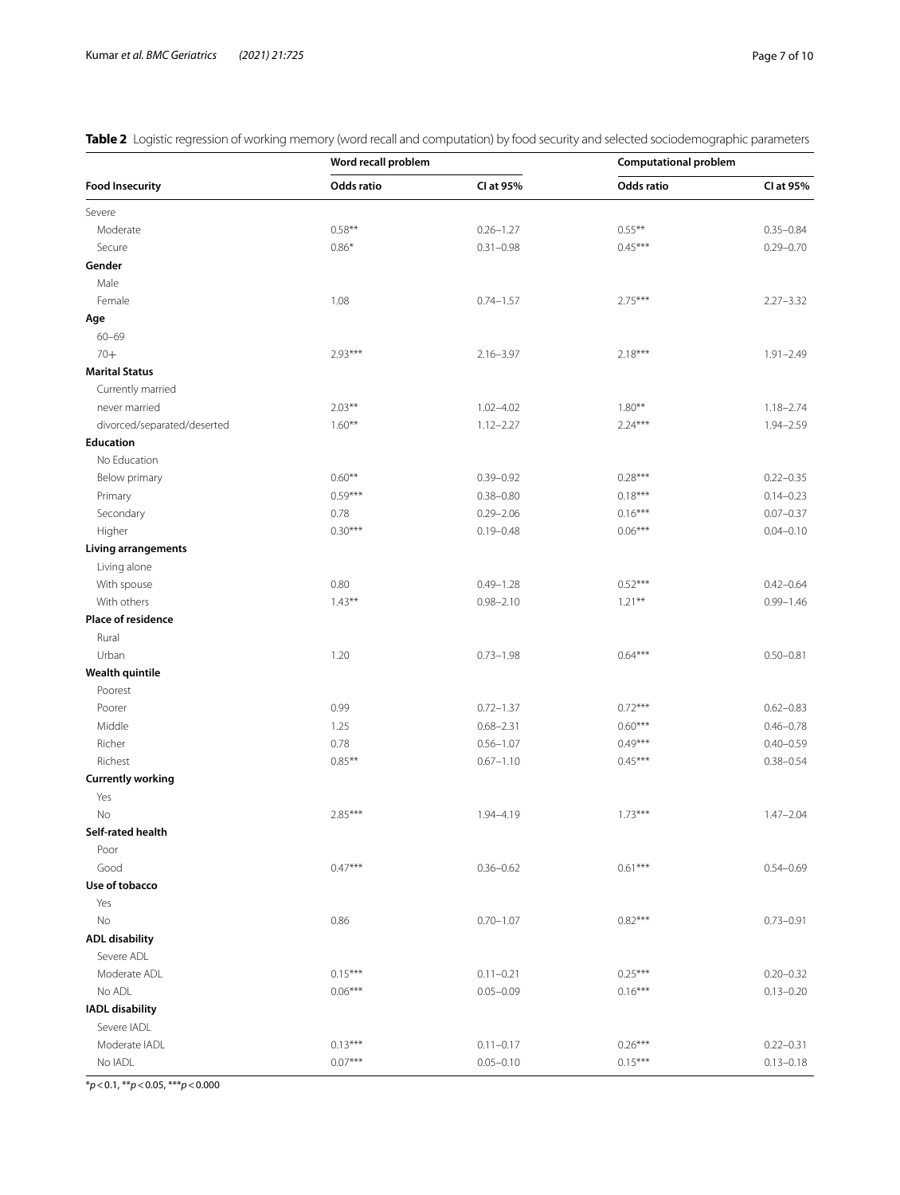**Table 2** Logistic regression of working memory (word recall and computation) by food security and selected sociodemographic parameters

| | Word recall problem | | Computational problem | |
|---|---|---|---|---|
| **Food Insecurity** | **Odds ratio** | **CI at 95%** | **Odds ratio** | **CI at 95%** |
| Severe | | | | |
| Moderate | 0.58** | 0.26–1.27 | 0.55** | 0.35–0.84 |
| Secure | 0.86* | 0.31–0.98 | 0.45*** | 0.29–0.70 |
| **Gender** | | | | |
| Male | | | | |
| Female | 1.08 | 0.74–1.57 | 2.75*** | 2.27–3.32 |
| **Age** | | | | |
| 60–69 | | | | |
| 70+ | 2.93*** | 2.16–3.97 | 2.18*** | 1.91–2.49 |
| **Marital Status** | | | | |
| Currently married | | | | |
| never married | 2.03** | 1.02–4.02 | 1.80** | 1.18–2.74 |
| divorced/separated/deserted | 1.60** | 1.12–2.27 | 2.24*** | 1.94–2.59 |
| **Education** | | | | |
| No Education | | | | |
| Below primary | 0.60** | 0.39–0.92 | 0.28*** | 0.22–0.35 |
| Primary | 0.59*** | 0.38–0.80 | 0.18*** | 0.14–0.23 |
| Secondary | 0.78 | 0.29–2.06 | 0.16*** | 0.07–0.37 |
| Higher | 0.30*** | 0.19–0.48 | 0.06*** | 0.04–0.10 |
| **Living arrangements** | | | | |
| Living alone | | | | |
| With spouse | 0.80 | 0.49–1.28 | 0.52*** | 0.42–0.64 |
| With others | 1.43** | 0.98–2.10 | 1.21** | 0.99–1.46 |
| **Place of residence** | | | | |
| Rural | | | | |
| Urban | 1.20 | 0.73–1.98 | 0.64*** | 0.50–0.81 |
| **Wealth quintile** | | | | |
| Poorest | | | | |
| Poorer | 0.99 | 0.72–1.37 | 0.72*** | 0.62–0.83 |
| Middle | 1.25 | 0.68–2.31 | 0.60*** | 0.46–0.78 |
| Richer | 0.78 | 0.56–1.07 | 0.49*** | 0.40–0.59 |
| Richest | 0.85** | 0.67–1.10 | 0.45*** | 0.38–0.54 |
| **Currently working** | | | | |
| Yes | | | | |
| No | 2.85*** | 1.94–4.19 | 1.73*** | 1.47–2.04 |
| **Self-rated health** | | | | |
| Poor | | | | |
| Good | 0.47*** | 0.36–0.62 | 0.61*** | 0.54–0.69 |
| **Use of tobacco** | | | | |
| Yes | | | | |
| No | 0.86 | 0.70–1.07 | 0.82*** | 0.73–0.91 |
| **ADL disability** | | | | |
| Severe ADL | | | | |
| Moderate ADL | 0.15*** | 0.11–0.21 | 0.25*** | 0.20–0.32 |
| No ADL | 0.06*** | 0.05–0.09 | 0.16*** | 0.13–0.20 |
| **IADL disability** | | | | |
| Severe IADL | | | | |
| Moderate IADL | 0.13*** | 0.11–0.17 | 0.26*** | 0.22–0.31 |
| No IADL | 0.07*** | 0.05–0.10 | 0.15*** | 0.13–0.18 |

*$p<0.1$, **$p<0.05$, ***$p<0.000$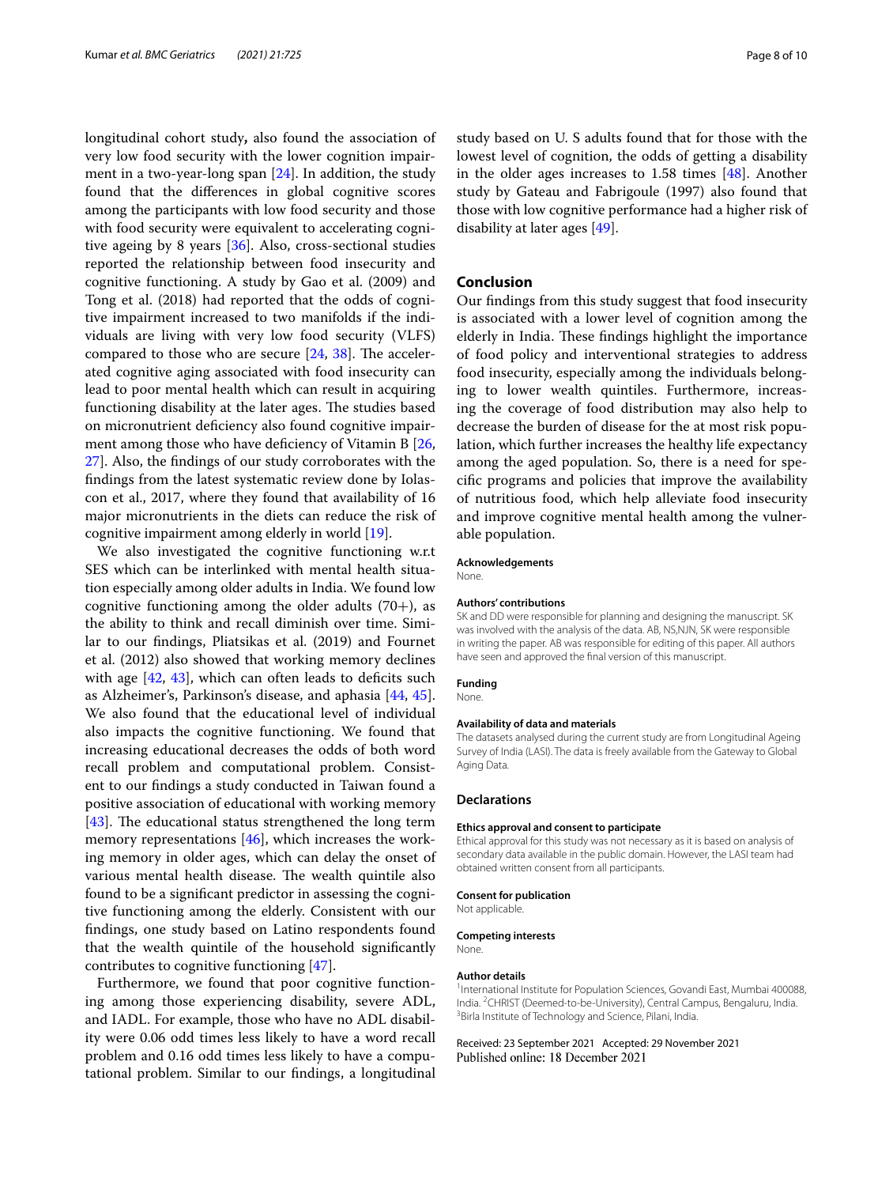longitudinal cohort study**,** also found the association of very low food security with the lower cognition impairment in a two-year-long span [24]. In addition, the study found that the differences in global cognitive scores among the participants with low food security and those with food security were equivalent to accelerating cognitive ageing by 8 years [36]. Also, cross-sectional studies reported the relationship between food insecurity and cognitive functioning. A study by Gao et al. (2009) and Tong et al. (2018) had reported that the odds of cognitive impairment increased to two manifolds if the individuals are living with very low food security (VLFS) compared to those who are secure [24, 38]. The accelerated cognitive aging associated with food insecurity can lead to poor mental health which can result in acquiring functioning disability at the later ages. The studies based on micronutrient deficiency also found cognitive impairment among those who have deficiency of Vitamin B [26, 27]. Also, the findings of our study corroborates with the findings from the latest systematic review done by Iolascon et al., 2017, where they found that availability of 16 major micronutrients in the diets can reduce the risk of cognitive impairment among elderly in world [19].

We also investigated the cognitive functioning w.r.t SES which can be interlinked with mental health situation especially among older adults in India. We found low cognitive functioning among the older adults (70+), as the ability to think and recall diminish over time. Similar to our findings, Pliatsikas et al. (2019) and Fournet et al. (2012) also showed that working memory declines with age [42, 43], which can often leads to deficits such as Alzheimer's, Parkinson's disease, and aphasia [44, 45]. We also found that the educational level of individual also impacts the cognitive functioning. We found that increasing educational decreases the odds of both word recall problem and computational problem. Consistent to our findings a study conducted in Taiwan found a positive association of educational with working memory [43]. The educational status strengthened the long term memory representations [46], which increases the working memory in older ages, which can delay the onset of various mental health disease. The wealth quintile also found to be a significant predictor in assessing the cognitive functioning among the elderly. Consistent with our findings, one study based on Latino respondents found that the wealth quintile of the household significantly contributes to cognitive functioning [47].

Furthermore, we found that poor cognitive functioning among those experiencing disability, severe ADL, and IADL. For example, those who have no ADL disability were 0.06 odd times less likely to have a word recall problem and 0.16 odd times less likely to have a computational problem. Similar to our findings, a longitudinal study based on U. S adults found that for those with the lowest level of cognition, the odds of getting a disability in the older ages increases to 1.58 times [48]. Another study by Gateau and Fabrigoule (1997) also found that those with low cognitive performance had a higher risk of disability at later ages [49].

## Conclusion

Our findings from this study suggest that food insecurity is associated with a lower level of cognition among the elderly in India. These findings highlight the importance of food policy and interventional strategies to address food insecurity, especially among the individuals belonging to lower wealth quintiles. Furthermore, increasing the coverage of food distribution may also help to decrease the burden of disease for the at most risk population, which further increases the healthy life expectancy among the aged population. So, there is a need for specific programs and policies that improve the availability of nutritious food, which help alleviate food insecurity and improve cognitive mental health among the vulnerable population.

### Acknowledgements

None.

### Authors' contributions

SK and DD were responsible for planning and designing the manuscript. SK was involved with the analysis of the data. AB, NS,NJN, SK were responsible in writing the paper. AB was responsible for editing of this paper. All authors have seen and approved the final version of this manuscript.

### Funding

None.

### Availability of data and materials

The datasets analysed during the current study are from Longitudinal Ageing Survey of India (LASI). The data is freely available from the Gateway to Global Aging Data.

## Declarations

### Ethics approval and consent to participate

Ethical approval for this study was not necessary as it is based on analysis of secondary data available in the public domain. However, the LASI team had obtained written consent from all participants.

### Consent for publication

Not applicable.

### Competing interests

None.

### Author details

[1]International Institute for Population Sciences, Govandi East, Mumbai 400088, India. [2]CHRIST (Deemed-to-be-University), Central Campus, Bengaluru, India. [3]Birla Institute of Technology and Science, Pilani, India.

Received: 23 September 2021 Accepted: 29 November 2021
Published online: 18 December 2021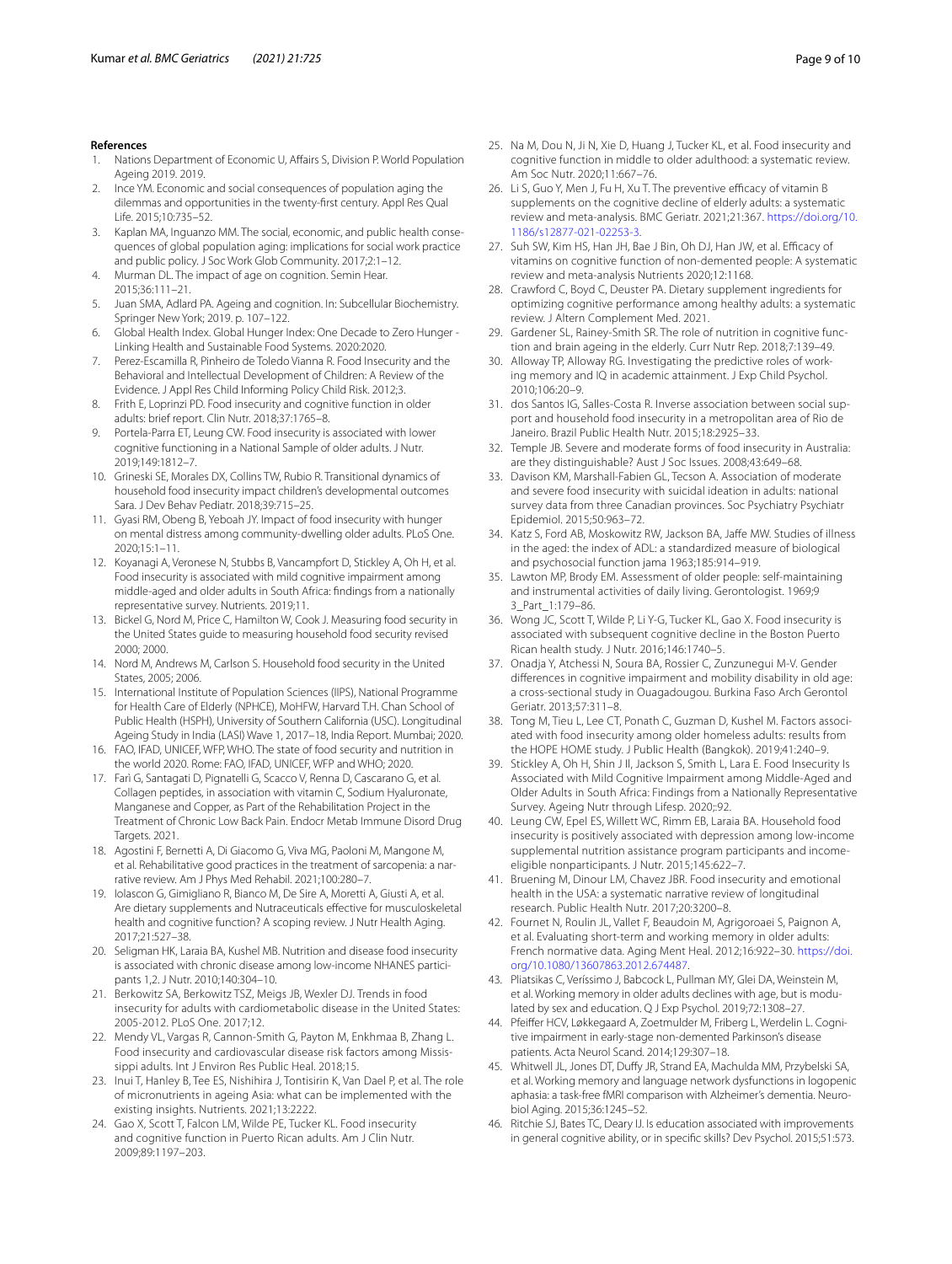### References

1. Nations Department of Economic U, Affairs S, Division P. World Population Ageing 2019. 2019.
2. Ince YM. Economic and social consequences of population aging the dilemmas and opportunities in the twenty-first century. Appl Res Qual Life. 2015;10:735–52.
3. Kaplan MA, Inguanzo MM. The social, economic, and public health consequences of global population aging: implications for social work practice and public policy. J Soc Work Glob Community. 2017;2:1–12.
4. Murman DL. The impact of age on cognition. Semin Hear. 2015;36:111–21.
5. Juan SMA, Adlard PA. Ageing and cognition. In: Subcellular Biochemistry. Springer New York; 2019. p. 107–122.
6. Global Health Index. Global Hunger Index: One Decade to Zero Hunger - Linking Health and Sustainable Food Systems. 2020:2020.
7. Perez-Escamilla R, Pinheiro de Toledo Vianna R. Food Insecurity and the Behavioral and Intellectual Development of Children: A Review of the Evidence. J Appl Res Child Informing Policy Child Risk. 2012;3.
8. Frith E, Loprinzi PD. Food insecurity and cognitive function in older adults: brief report. Clin Nutr. 2018;37:1765–8.
9. Portela-Parra ET, Leung CW. Food insecurity is associated with lower cognitive functioning in a National Sample of older adults. J Nutr. 2019;149:1812–7.
10. Grineski SE, Morales DX, Collins TW, Rubio R. Transitional dynamics of household food insecurity impact children's developmental outcomes Sara. J Dev Behav Pediatr. 2018;39:715–25.
11. Gyasi RM, Obeng B, Yeboah JY. Impact of food insecurity with hunger on mental distress among community-dwelling older adults. PLoS One. 2020;15:1–11.
12. Koyanagi A, Veronese N, Stubbs B, Vancampfort D, Stickley A, Oh H, et al. Food insecurity is associated with mild cognitive impairment among middle-aged and older adults in South Africa: findings from a nationally representative survey. Nutrients. 2019;11.
13. Bickel G, Nord M, Price C, Hamilton W, Cook J. Measuring food security in the United States guide to measuring household food security revised 2000; 2000.
14. Nord M, Andrews M, Carlson S. Household food security in the United States, 2005; 2006.
15. International Institute of Population Sciences (IIPS), National Programme for Health Care of Elderly (NPHCE), MoHFW, Harvard T.H. Chan School of Public Health (HSPH), University of Southern California (USC). Longitudinal Ageing Study in India (LASI) Wave 1, 2017–18, India Report. Mumbai; 2020.
16. FAO, IFAD, UNICEF, WFP, WHO. The state of food security and nutrition in the world 2020. Rome: FAO, IFAD, UNICEF, WFP and WHO; 2020.
17. Farì G, Santagati D, Pignatelli G, Scacco V, Renna D, Cascarano G, et al. Collagen peptides, in association with vitamin C, Sodium Hyaluronate, Manganese and Copper, as Part of the Rehabilitation Project in the Treatment of Chronic Low Back Pain. Endocr Metab Immune Disord Drug Targets. 2021.
18. Agostini F, Bernetti A, Di Giacomo G, Viva MG, Paoloni M, Mangone M, et al. Rehabilitative good practices in the treatment of sarcopenia: a narrative review. Am J Phys Med Rehabil. 2021;100:280–7.
19. Iolascon G, Gimigliano R, Bianco M, De Sire A, Moretti A, Giusti A, et al. Are dietary supplements and Nutraceuticals effective for musculoskeletal health and cognitive function? A scoping review. J Nutr Health Aging. 2017;21:527–38.
20. Seligman HK, Laraia BA, Kushel MB. Nutrition and disease food insecurity is associated with chronic disease among low-income NHANES participants 1,2. J Nutr. 2010;140:304–10.
21. Berkowitz SA, Berkowitz TSZ, Meigs JB, Wexler DJ. Trends in food insecurity for adults with cardiometabolic disease in the United States: 2005-2012. PLoS One. 2017;12.
22. Mendy VL, Vargas R, Cannon-Smith G, Payton M, Enkhmaa B, Zhang L. Food insecurity and cardiovascular disease risk factors among Mississippi adults. Int J Environ Res Public Heal. 2018;15.
23. Inui T, Hanley B, Tee ES, Nishihira J, Tontisirin K, Van Dael P, et al. The role of micronutrients in ageing Asia: what can be implemented with the existing insights. Nutrients. 2021;13:2222.
24. Gao X, Scott T, Falcon LM, Wilde PE, Tucker KL. Food insecurity and cognitive function in Puerto Rican adults. Am J Clin Nutr. 2009;89:1197–203.
25. Na M, Dou N, Ji N, Xie D, Huang J, Tucker KL, et al. Food insecurity and cognitive function in middle to older adulthood: a systematic review. Am Soc Nutr. 2020;11:667–76.
26. Li S, Guo Y, Men J, Fu H, Xu T. The preventive efficacy of vitamin B supplements on the cognitive decline of elderly adults: a systematic review and meta-analysis. BMC Geriatr. 2021;21:367. https://doi.org/10.1186/s12877-021-02253-3.
27. Suh SW, Kim HS, Han JH, Bae J Bin, Oh DJ, Han JW, et al. Efficacy of vitamins on cognitive function of non-demented people: A systematic review and meta-analysis Nutrients 2020;12:1168.
28. Crawford C, Boyd C, Deuster PA. Dietary supplement ingredients for optimizing cognitive performance among healthy adults: a systematic review. J Altern Complement Med. 2021.
29. Gardener SL, Rainey-Smith SR. The role of nutrition in cognitive function and brain ageing in the elderly. Curr Nutr Rep. 2018;7:139–49.
30. Alloway TP, Alloway RG. Investigating the predictive roles of working memory and IQ in academic attainment. J Exp Child Psychol. 2010;106:20–9.
31. dos Santos IG, Salles-Costa R. Inverse association between social support and household food insecurity in a metropolitan area of Rio de Janeiro. Brazil Public Health Nutr. 2015;18:2925–33.
32. Temple JB. Severe and moderate forms of food insecurity in Australia: are they distinguishable? Aust J Soc Issues. 2008;43:649–68.
33. Davison KM, Marshall-Fabien GL, Tecson A. Association of moderate and severe food insecurity with suicidal ideation in adults: national survey data from three Canadian provinces. Soc Psychiatry Psychiatr Epidemiol. 2015;50:963–72.
34. Katz S, Ford AB, Moskowitz RW, Jackson BA, Jaffe MW. Studies of illness in the aged: the index of ADL: a standardized measure of biological and psychosocial function jama 1963;185:914–919.
35. Lawton MP, Brody EM. Assessment of older people: self-maintaining and instrumental activities of daily living. Gerontologist. 1969;9 3_Part_1:179–86.
36. Wong JC, Scott T, Wilde P, Li Y-G, Tucker KL, Gao X. Food insecurity is associated with subsequent cognitive decline in the Boston Puerto Rican health study. J Nutr. 2016;146:1740–5.
37. Onadja Y, Atchessi N, Soura BA, Rossier C, Zunzunegui M-V. Gender differences in cognitive impairment and mobility disability in old age: a cross-sectional study in Ouagadougou. Burkina Faso Arch Gerontol Geriatr. 2013;57:311–8.
38. Tong M, Tieu L, Lee CT, Ponath C, Guzman D, Kushel M. Factors associated with food insecurity among older homeless adults: results from the HOPE HOME study. J Public Health (Bangkok). 2019;41:240–9.
39. Stickley A, Oh H, Shin J Il, Jackson S, Smith L, Lara E. Food Insecurity Is Associated with Mild Cognitive Impairment among Middle-Aged and Older Adults in South Africa: Findings from a Nationally Representative Survey. Ageing Nutr through Lifesp. 2020;:92.
40. Leung CW, Epel ES, Willett WC, Rimm EB, Laraia BA. Household food insecurity is positively associated with depression among low-income supplemental nutrition assistance program participants and income-eligible nonparticipants. J Nutr. 2015;145:622–7.
41. Bruening M, Dinour LM, Chavez JBR. Food insecurity and emotional health in the USA: a systematic narrative review of longitudinal research. Public Health Nutr. 2017;20:3200–8.
42. Fournet N, Roulin JL, Vallet F, Beaudoin M, Agrigoroaei S, Paignon A, et al. Evaluating short-term and working memory in older adults: French normative data. Aging Ment Heal. 2012;16:922–30. https://doi.org/10.1080/13607863.2012.674487.
43. Pliatsikas C, Veríssimo J, Babcock L, Pullman MY, Glei DA, Weinstein M, et al. Working memory in older adults declines with age, but is modulated by sex and education. Q J Exp Psychol. 2019;72:1308–27.
44. Pfeiffer HCV, Løkkegaard A, Zoetmulder M, Friberg L, Werdelin L. Cognitive impairment in early-stage non-demented Parkinson's disease patients. Acta Neurol Scand. 2014;129:307–18.
45. Whitwell JL, Jones DT, Duffy JR, Strand EA, Machulda MM, Przybelski SA, et al. Working memory and language network dysfunctions in logopenic aphasia: a task-free fMRI comparison with Alzheimer's dementia. Neurobiol Aging. 2015;36:1245–52.
46. Ritchie SJ, Bates TC, Deary IJ. Is education associated with improvements in general cognitive ability, or in specific skills? Dev Psychol. 2015;51:573.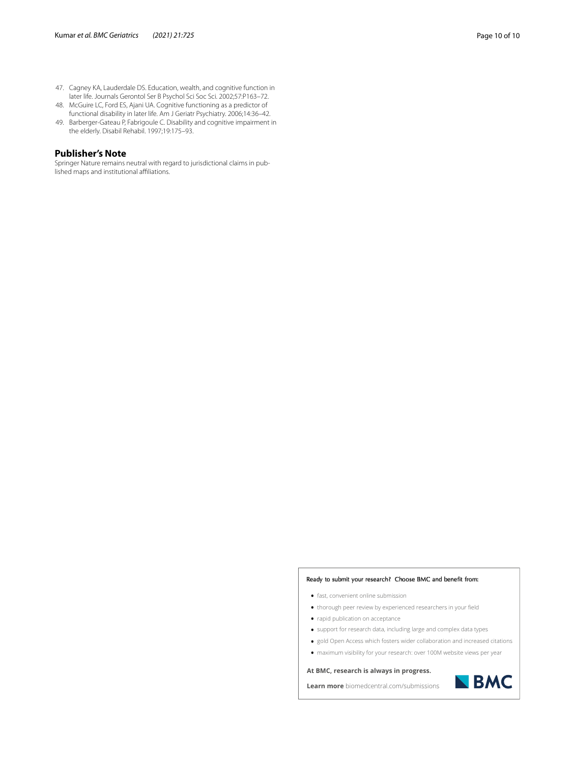47. Cagney KA, Lauderdale DS. Education, wealth, and cognitive function in later life. Journals Gerontol Ser B Psychol Sci Soc Sci. 2002;57:P163–72.
48. McGuire LC, Ford ES, Ajani UA. Cognitive functioning as a predictor of functional disability in later life. Am J Geriatr Psychiatry. 2006;14:36–42.
49. Barberger-Gateau P, Fabrigoule C. Disability and cognitive impairment in the elderly. Disabil Rehabil. 1997;19:175–93.

## Publisher's Note

Springer Nature remains neutral with regard to jurisdictional claims in published maps and institutional affiliations.

Ready to submit your research? Choose BMC and benefit from:

- fast, convenient online submission
- thorough peer review by experienced researchers in your field
- rapid publication on acceptance
- support for research data, including large and complex data types
- gold Open Access which fosters wider collaboration and increased citations
- maximum visibility for your research: over 100M website views per year

**At BMC, research is always in progress.**

**Learn more** biomedcentral.com/submissions

BMC